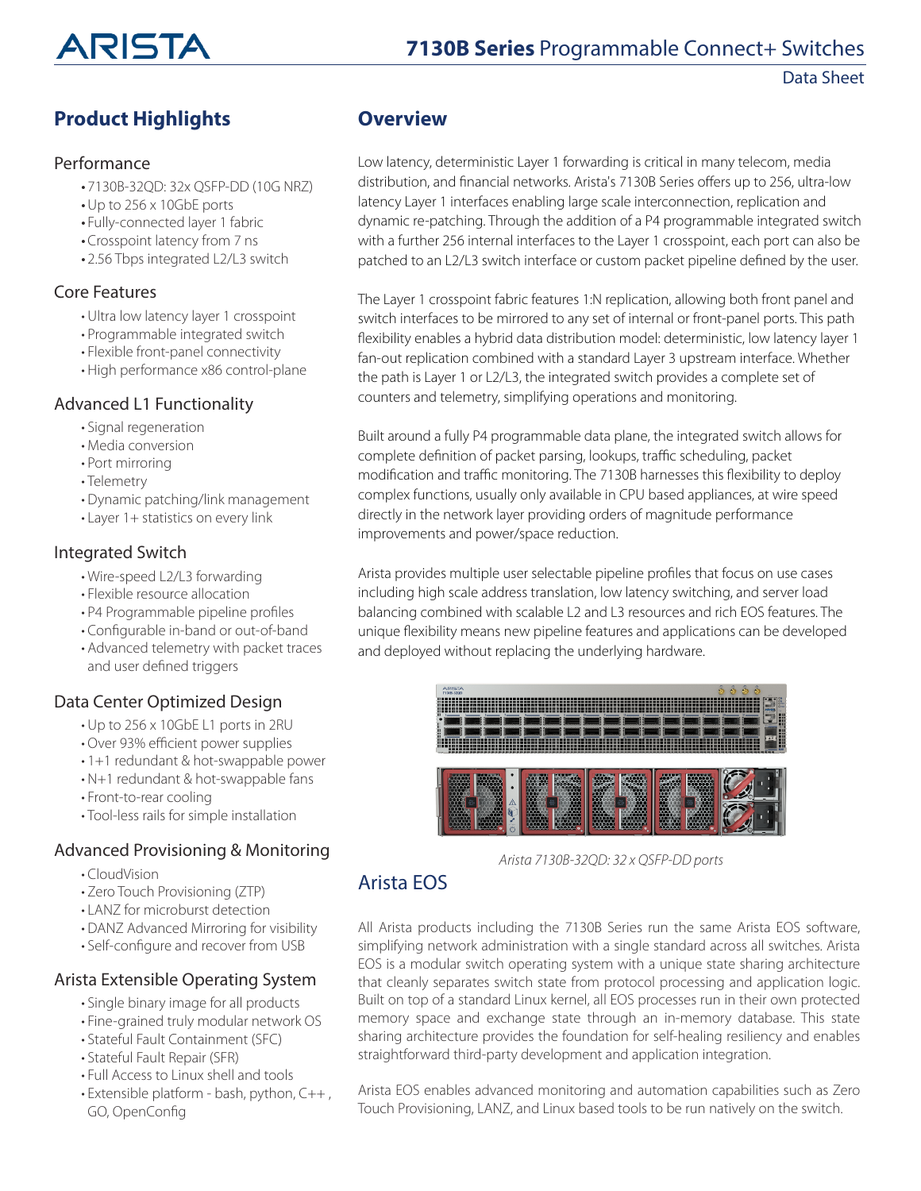# 7130B Series Programmable Connect+ Switches

Data Sheet

## Product Highlights

### Performance

- 7130B-32QD: 32x QSFP-DD (10G NRZ)
- Up to 256 x 10GbE ports
- Fully-connected layer 1 fabric
- Crosspoint latency from 7 ns
- 2.56 Tbps integrated L2/L3 switch

### Core Features

- Ultra low latency layer 1 crosspoint
- Programmable integrated switch
- Flexible front-panel connectivity
- High performance x86 control-plane

### Advanced L1 Functionality

- Signal regeneration
- Media conversion
- Port mirroring
- Telemetry
- Dynamic patching/link management
- Layer 1+ statistics on every link

### Integrated Switch

- Wire-speed L2/L3 forwarding
- Flexible resource allocation
- P4 Programmable pipeline profiles
- Configurable in-band or out-of-band
- Advanced telemetry with packet traces and user defined triggers

### Data Center Optimized Design

- Up to 256 x 10GbE L1 ports in 2RU
- Over 93% efficient power supplies
- 1+1 redundant & hot-swappable power
- N+1 redundant & hot-swappable fans
- Front-to-rear cooling
- Tool-less rails for simple installation

### Advanced Provisioning & Monitoring

- CloudVision
- Zero Touch Provisioning (ZTP)
- LANZ for microburst detection
- DANZ Advanced Mirroring for visibility
- Self-configure and recover from USB

### Arista Extensible Operating System

- Single binary image for all products
- Fine-grained truly modular network OS
- Stateful Fault Containment (SFC)
- Stateful Fault Repair (SFR)
- Full Access to Linux shell and tools
- Extensible platform - bash, python, C++, GO, OpenConfig

## Overview

Low latency, deterministic Layer 1 forwarding is critical in many telecom, media distribution, and financial networks. Arista's 7130B Series offers up to 256, ultra-low latency Layer 1 interfaces enabling large scale interconnection, replication and dynamic re-patching. Through the addition of a P4 programmable integrated switch with a further 256 internal interfaces to the Layer 1 crosspoint, each port can also be patched to an L2/L3 switch interface or custom packet pipeline defined by the user.

The Layer 1 crosspoint fabric features 1:N replication, allowing both front panel and switch interfaces to be mirrored to any set of internal or front-panel ports. This path flexibility enables a hybrid data distribution model: deterministic, low latency layer 1 fan-out replication combined with a standard Layer 3 upstream interface. Whether the path is Layer 1 or L2/L3, the integrated switch provides a complete set of counters and telemetry, simplifying operations and monitoring.

Built around a fully P4 programmable data plane, the integrated switch allows for complete definition of packet parsing, lookups, traffic scheduling, packet modification and traffic monitoring. The 7130B harnesses this flexibility to deploy complex functions, usually only available in CPU based appliances, at wire speed directly in the network layer providing orders of magnitude performance improvements and power/space reduction.

Arista provides multiple user selectable pipeline profiles that focus on use cases including high scale address translation, low latency switching, and server load balancing combined with scalable L2 and L3 resources and rich EOS features. The unique flexibility means new pipeline features and applications can be developed and deployed without replacing the underlying hardware.

*Arista 7130B-32QD: 32 x QSFP-DD ports*

## Arista EOS

All Arista products including the 7130B Series run the same Arista EOS software, simplifying network administration with a single standard across all switches. Arista EOS is a modular switch operating system with a unique state sharing architecture that cleanly separates switch state from protocol processing and application logic. Built on top of a standard Linux kernel, all EOS processes run in their own protected memory space and exchange state through an in-memory database. This state sharing architecture provides the foundation for self-healing resiliency and enables straightforward third-party development and application integration.

Arista EOS enables advanced monitoring and automation capabilities such as Zero Touch Provisioning, LANZ, and Linux based tools to be run natively on the switch.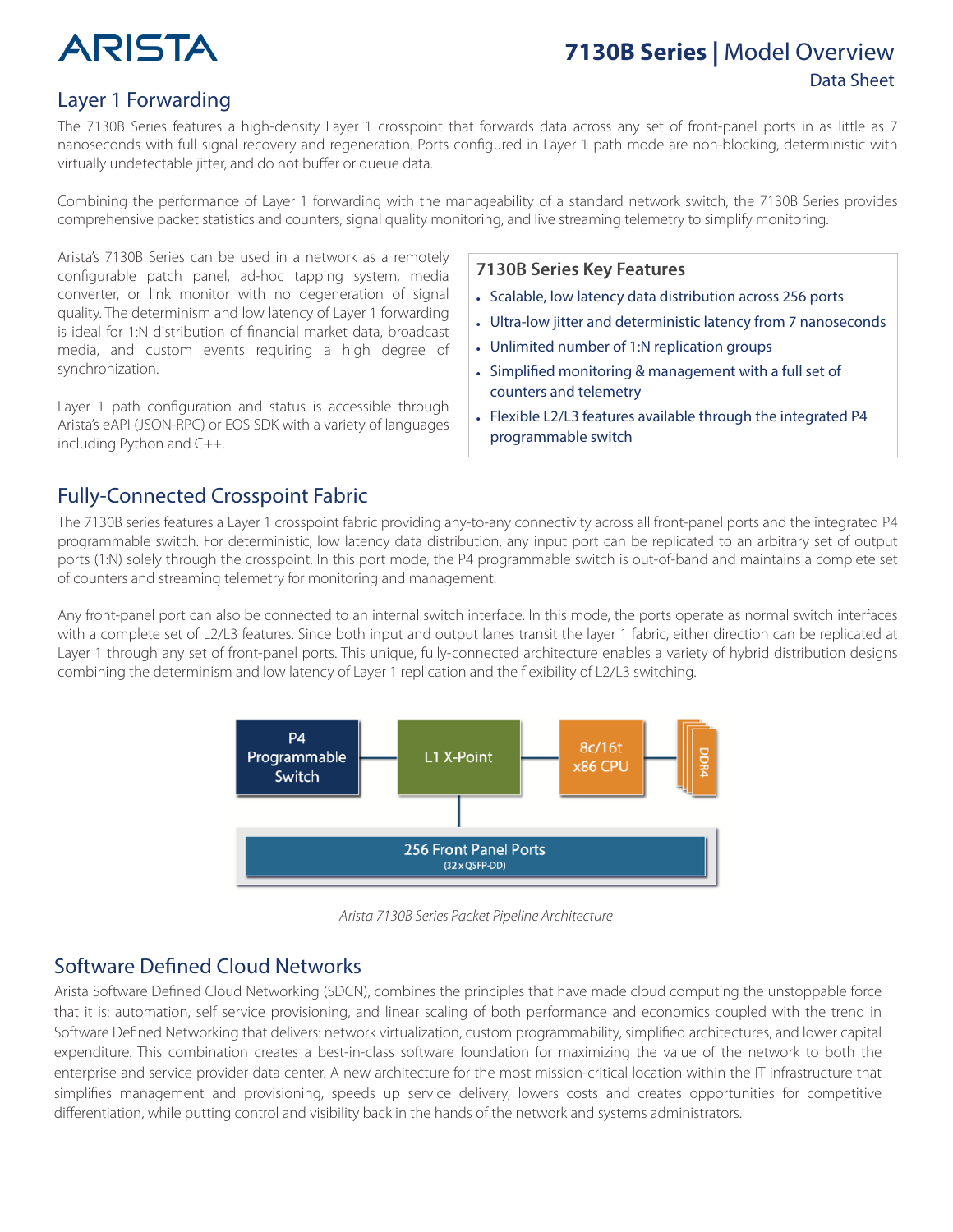## Layer 1 Forwarding

The 7130B Series features a high-density Layer 1 crosspoint that forwards data across any set of front-panel ports in as little as 7 nanoseconds with full signal recovery and regeneration. Ports configured in Layer 1 path mode are non-blocking, deterministic with virtually undetectable jitter, and do not buffer or queue data.

Combining the performance of Layer 1 forwarding with the manageability of a standard network switch, the 7130B Series provides comprehensive packet statistics and counters, signal quality monitoring, and live streaming telemetry to simplify monitoring.

Arista's 7130B Series can be used in a network as a remotely configurable patch panel, ad-hoc tapping system, media converter, or link monitor with no degeneration of signal quality. The determinism and low latency of Layer 1 forwarding is ideal for 1:N distribution of financial market data, broadcast media, and custom events requiring a high degree of synchronization.

Layer 1 path configuration and status is accessible through Arista's eAPI (JSON-RPC) or EOS SDK with a variety of languages including Python and C++.

### 7130B Series Key Features

- Scalable, low latency data distribution across 256 ports
- Ultra-low jitter and deterministic latency from 7 nanoseconds
- Unlimited number of 1:N replication groups
- Simplified monitoring & management with a full set of counters and telemetry
- Flexible L2/L3 features available through the integrated P4 programmable switch

## Fully-Connected Crosspoint Fabric

The 7130B series features a Layer 1 crosspoint fabric providing any-to-any connectivity across all front-panel ports and the integrated P4 programmable switch. For deterministic, low latency data distribution, any input port can be replicated to an arbitrary set of output ports (1:N) solely through the crosspoint. In this port mode, the P4 programmable switch is out-of-band and maintains a complete set of counters and streaming telemetry for monitoring and management.

Any front-panel port can also be connected to an internal switch interface. In this mode, the ports operate as normal switch interfaces with a complete set of L2/L3 features. Since both input and output lanes transit the layer 1 fabric, either direction can be replicated at Layer 1 through any set of front-panel ports. This unique, fully-connected architecture enables a variety of hybrid distribution designs combining the determinism and low latency of Layer 1 replication and the flexibility of L2/L3 switching.

P4 Programmable Switch — L1 X-Point — 8c/16t x86 CPU — DDR4

256 Front Panel Ports (32 x QSFP-DD)

*Arista 7130B Series Packet Pipeline Architecture*

## Software Defined Cloud Networks

Arista Software Defined Cloud Networking (SDCN), combines the principles that have made cloud computing the unstoppable force that it is: automation, self service provisioning, and linear scaling of both performance and economics coupled with the trend in Software Defined Networking that delivers: network virtualization, custom programmability, simplified architectures, and lower capital expenditure. This combination creates a best-in-class software foundation for maximizing the value of the network to both the enterprise and service provider data center. A new architecture for the most mission-critical location within the IT infrastructure that simplifies management and provisioning, speeds up service delivery, lowers costs and creates opportunities for competitive differentiation, while putting control and visibility back in the hands of the network and systems administrators.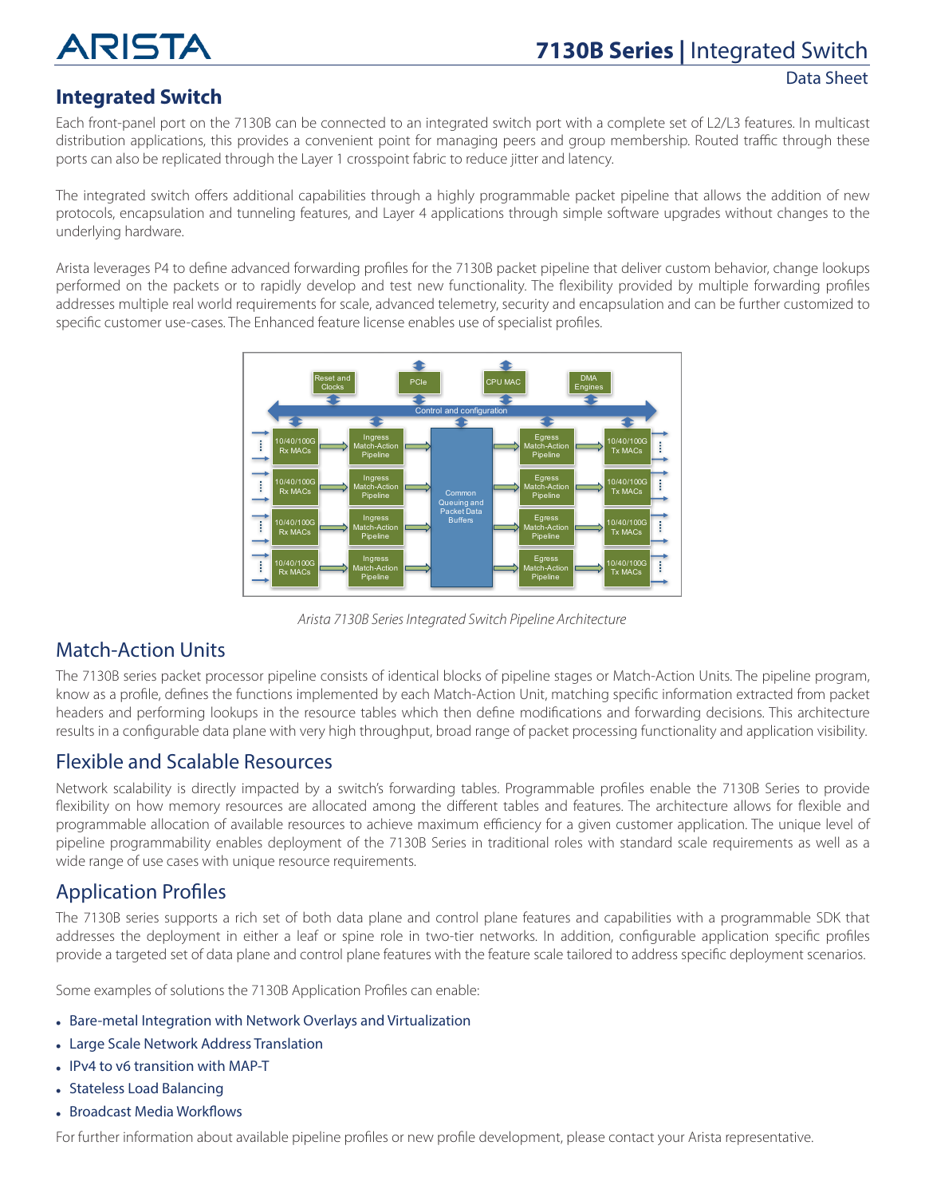## Integrated Switch

Each front-panel port on the 7130B can be connected to an integrated switch port with a complete set of L2/L3 features. In multicast distribution applications, this provides a convenient point for managing peers and group membership. Routed traffic through these ports can also be replicated through the Layer 1 crosspoint fabric to reduce jitter and latency.

The integrated switch offers additional capabilities through a highly programmable packet pipeline that allows the addition of new protocols, encapsulation and tunneling features, and Layer 4 applications through simple software upgrades without changes to the underlying hardware.

Arista leverages P4 to define advanced forwarding profiles for the 7130B packet pipeline that deliver custom behavior, change lookups performed on the packets or to rapidly develop and test new functionality. The flexibility provided by multiple forwarding profiles addresses multiple real world requirements for scale, advanced telemetry, security and encapsulation and can be further customized to specific customer use-cases. The Enhanced feature license enables use of specialist profiles.

*Arista 7130B Series Integrated Switch Pipeline Architecture*

## Match-Action Units

The 7130B series packet processor pipeline consists of identical blocks of pipeline stages or Match-Action Units. The pipeline program, know as a profile, defines the functions implemented by each Match-Action Unit, matching specific information extracted from packet headers and performing lookups in the resource tables which then define modifications and forwarding decisions. This architecture results in a configurable data plane with very high throughput, broad range of packet processing functionality and application visibility.

## Flexible and Scalable Resources

Network scalability is directly impacted by a switch's forwarding tables. Programmable profiles enable the 7130B Series to provide flexibility on how memory resources are allocated among the different tables and features. The architecture allows for flexible and programmable allocation of available resources to achieve maximum efficiency for a given customer application. The unique level of pipeline programmability enables deployment of the 7130B Series in traditional roles with standard scale requirements as well as a wide range of use cases with unique resource requirements.

## Application Profiles

The 7130B series supports a rich set of both data plane and control plane features and capabilities with a programmable SDK that addresses the deployment in either a leaf or spine role in two-tier networks. In addition, configurable application specific profiles provide a targeted set of data plane and control plane features with the feature scale tailored to address specific deployment scenarios.

Some examples of solutions the 7130B Application Profiles can enable:

- Bare-metal Integration with Network Overlays and Virtualization
- Large Scale Network Address Translation
- IPv4 to v6 transition with MAP-T
- Stateless Load Balancing
- Broadcast Media Workflows

For further information about available pipeline profiles or new profile development, please contact your Arista representative.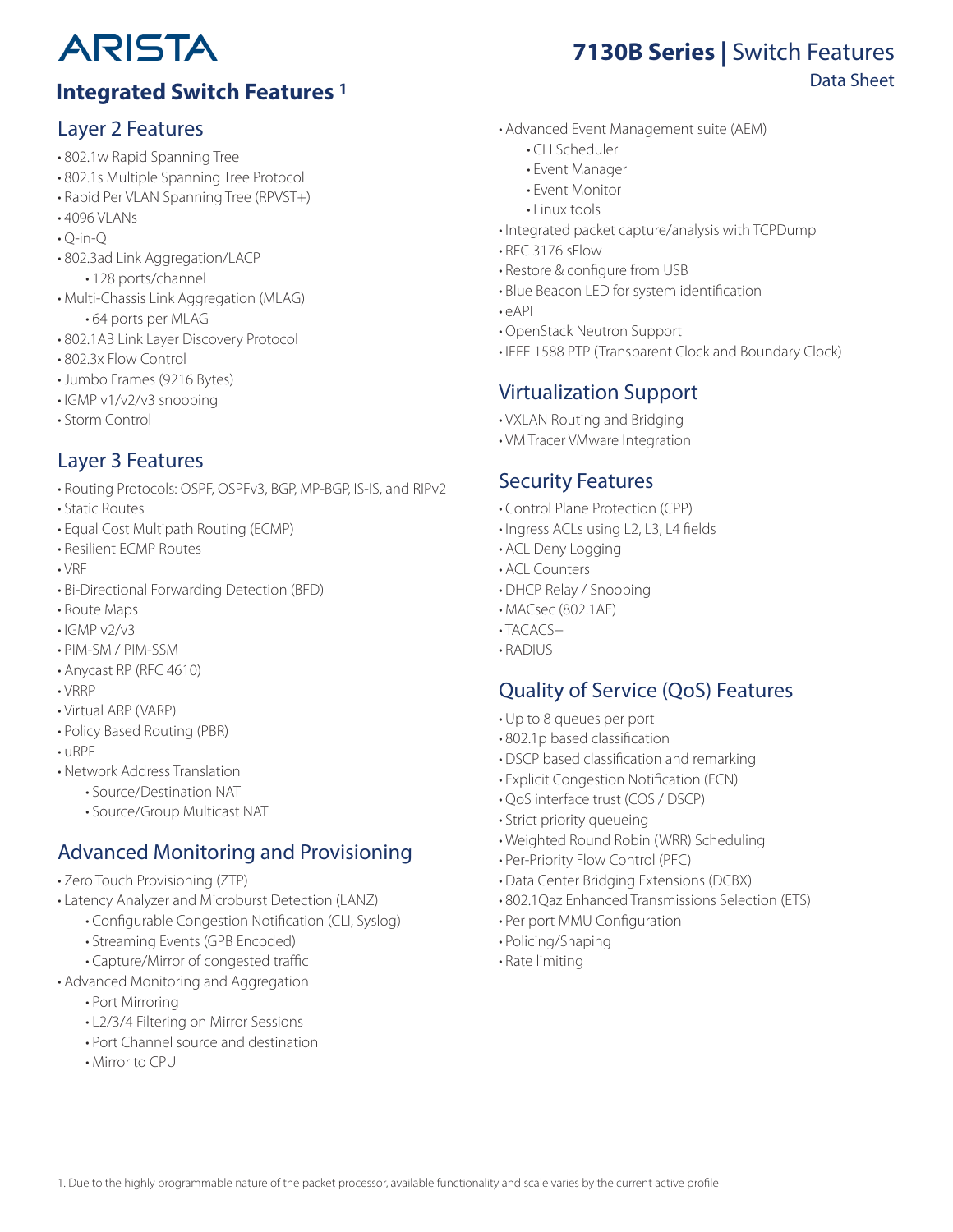## Integrated Switch Features [1]

### Layer 2 Features

- 802.1w Rapid Spanning Tree
- 802.1s Multiple Spanning Tree Protocol
- Rapid Per VLAN Spanning Tree (RPVST+)
- 4096 VLANs
- Q-in-Q
- 802.3ad Link Aggregation/LACP
    - 128 ports/channel
- Multi-Chassis Link Aggregation (MLAG)
    - 64 ports per MLAG
- 802.1AB Link Layer Discovery Protocol
- 802.3x Flow Control
- Jumbo Frames (9216 Bytes)
- IGMP v1/v2/v3 snooping
- Storm Control

### Layer 3 Features

- Routing Protocols: OSPF, OSPFv3, BGP, MP-BGP, IS-IS, and RIPv2
- Static Routes
- Equal Cost Multipath Routing (ECMP)
- Resilient ECMP Routes
- VRF
- Bi-Directional Forwarding Detection (BFD)
- Route Maps
- IGMP v2/v3
- PIM-SM / PIM-SSM
- Anycast RP (RFC 4610)
- VRRP
- Virtual ARP (VARP)
- Policy Based Routing (PBR)
- uRPF
- Network Address Translation
    - Source/Destination NAT
    - Source/Group Multicast NAT

### Advanced Monitoring and Provisioning

- Zero Touch Provisioning (ZTP)
- Latency Analyzer and Microburst Detection (LANZ)
    - Configurable Congestion Notification (CLI, Syslog)
    - Streaming Events (GPB Encoded)
    - Capture/Mirror of congested traffic
- Advanced Monitoring and Aggregation
    - Port Mirroring
    - L2/3/4 Filtering on Mirror Sessions
    - Port Channel source and destination
    - Mirror to CPU
- Advanced Event Management suite (AEM)
    - CLI Scheduler
    - Event Manager
    - Event Monitor
    - Linux tools
- Integrated packet capture/analysis with TCPDump
- RFC 3176 sFlow
- Restore & configure from USB
- Blue Beacon LED for system identification
- eAPI
- OpenStack Neutron Support
- IEEE 1588 PTP (Transparent Clock and Boundary Clock)

### Virtualization Support

- VXLAN Routing and Bridging
- VM Tracer VMware Integration

### Security Features

- Control Plane Protection (CPP)
- Ingress ACLs using L2, L3, L4 fields
- ACL Deny Logging
- ACL Counters
- DHCP Relay / Snooping
- MACsec (802.1AE)
- TACACS+
- RADIUS

### Quality of Service (QoS) Features

- Up to 8 queues per port
- 802.1p based classification
- DSCP based classification and remarking
- Explicit Congestion Notification (ECN)
- QoS interface trust (COS / DSCP)
- Strict priority queueing
- Weighted Round Robin (WRR) Scheduling
- Per-Priority Flow Control (PFC)
- Data Center Bridging Extensions (DCBX)
- 802.1Qaz Enhanced Transmissions Selection (ETS)
- Per port MMU Configuration
- Policing/Shaping
- Rate limiting

1. Due to the highly programmable nature of the packet processor, available functionality and scale varies by the current active profile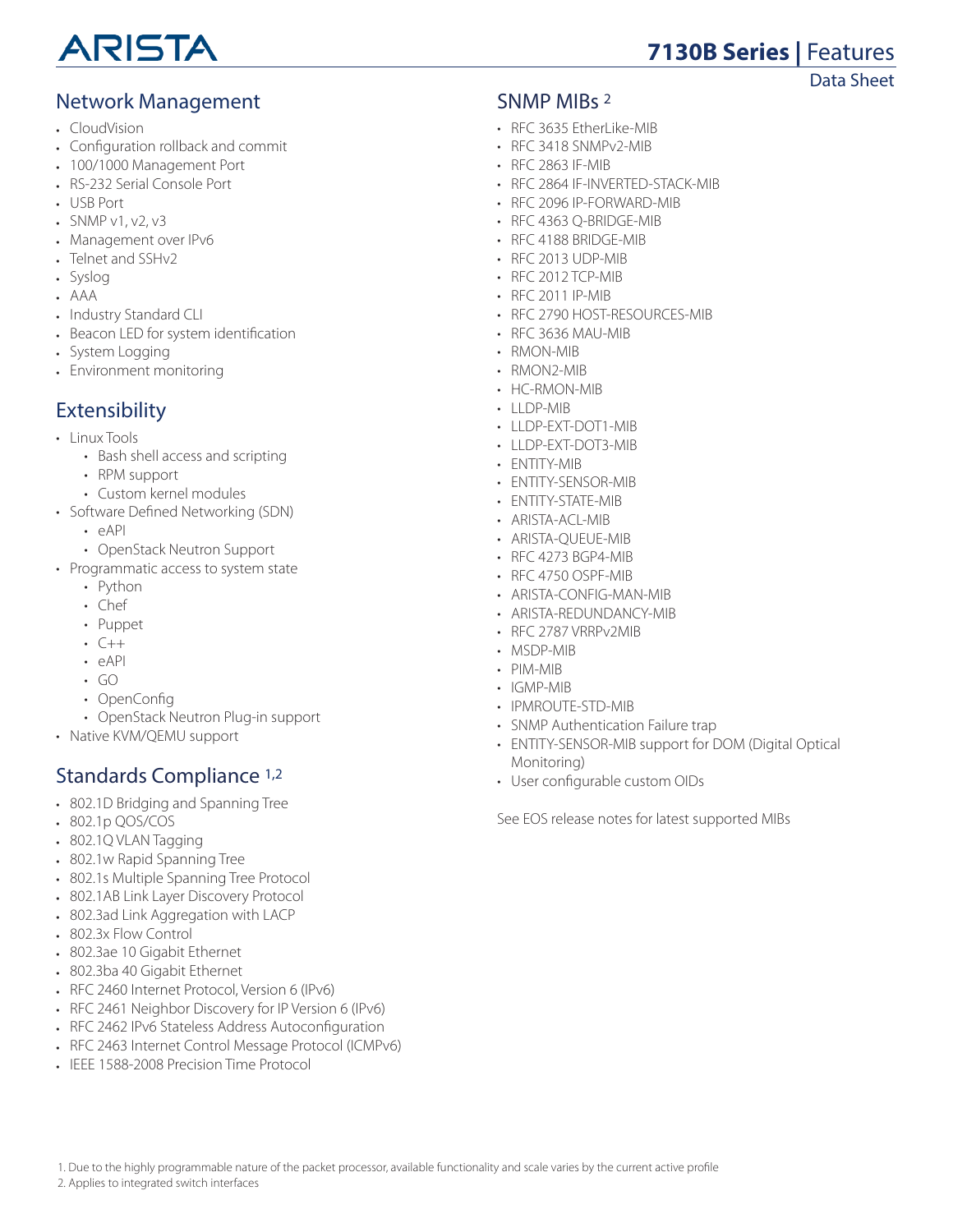## Network Management

- CloudVision
- Configuration rollback and commit
- 100/1000 Management Port
- RS-232 Serial Console Port
- USB Port
- SNMP v1, v2, v3
- Management over IPv6
- Telnet and SSHv2
- Syslog
- AAA
- Industry Standard CLI
- Beacon LED for system identification
- System Logging
- Environment monitoring

## Extensibility

- Linux Tools
  - Bash shell access and scripting
  - RPM support
  - Custom kernel modules
- Software Defined Networking (SDN)
  - eAPI
  - OpenStack Neutron Support
- Programmatic access to system state
  - Python
  - Chef
  - Puppet
  - C++
  - eAPI
  - GO
  - OpenConfig
  - OpenStack Neutron Plug-in support
- Native KVM/QEMU support

## Standards Compliance [1,2]

- 802.1D Bridging and Spanning Tree
- 802.1p QOS/COS
- 802.1Q VLAN Tagging
- 802.1w Rapid Spanning Tree
- 802.1s Multiple Spanning Tree Protocol
- 802.1AB Link Layer Discovery Protocol
- 802.3ad Link Aggregation with LACP
- 802.3x Flow Control
- 802.3ae 10 Gigabit Ethernet
- 802.3ba 40 Gigabit Ethernet
- RFC 2460 Internet Protocol, Version 6 (IPv6)
- RFC 2461 Neighbor Discovery for IP Version 6 (IPv6)
- RFC 2462 IPv6 Stateless Address Autoconfiguration
- RFC 2463 Internet Control Message Protocol (ICMPv6)
- IEEE 1588-2008 Precision Time Protocol

## SNMP MIBs [2]

- RFC 3635 EtherLike-MIB
- RFC 3418 SNMPv2-MIB
- RFC 2863 IF-MIB
- RFC 2864 IF-INVERTED-STACK-MIB
- RFC 2096 IP-FORWARD-MIB
- RFC 4363 Q-BRIDGE-MIB
- RFC 4188 BRIDGE-MIB
- RFC 2013 UDP-MIB
- RFC 2012 TCP-MIB
- RFC 2011 IP-MIB
- RFC 2790 HOST-RESOURCES-MIB
- RFC 3636 MAU-MIB
- RMON-MIB
- RMON2-MIB
- HC-RMON-MIB
- LLDP-MIB
- LLDP-EXT-DOT1-MIB
- LLDP-EXT-DOT3-MIB
- ENTITY-MIB
- ENTITY-SENSOR-MIB
- ENTITY-STATE-MIB
- ARISTA-ACL-MIB
- ARISTA-QUEUE-MIB
- RFC 4273 BGP4-MIB
- RFC 4750 OSPF-MIB
- ARISTA-CONFIG-MAN-MIB
- ARISTA-REDUNDANCY-MIB
- RFC 2787 VRRPv2MIB
- MSDP-MIB
- PIM-MIB
- IGMP-MIB
- IPMROUTE-STD-MIB
- SNMP Authentication Failure trap
- ENTITY-SENSOR-MIB support for DOM (Digital Optical Monitoring)
- User configurable custom OIDs

See EOS release notes for latest supported MIBs

1. Due to the highly programmable nature of the packet processor, available functionality and scale varies by the current active profile
2. Applies to integrated switch interfaces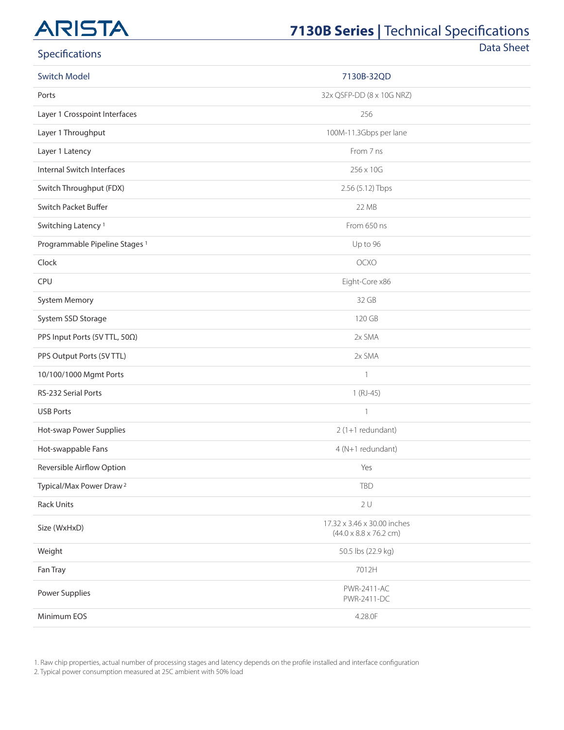## Specifications

| Switch Model | 7130B-32QD |
|---|---|
| Ports | 32x QSFP-DD (8 x 10G NRZ) |
| Layer 1 Crosspoint Interfaces | 256 |
| Layer 1 Throughput | 100M-11.3Gbps per lane |
| Layer 1 Latency | From 7 ns |
| Internal Switch Interfaces | 256 x 10G |
| Switch Throughput (FDX) | 2.56 (5.12) Tbps |
| Switch Packet Buffer | 22 MB |
| Switching Latency [1] | From 650 ns |
| Programmable Pipeline Stages [1] | Up to 96 |
| Clock | OCXO |
| CPU | Eight-Core x86 |
| System Memory | 32 GB |
| System SSD Storage | 120 GB |
| PPS Input Ports (5V TTL, 50Ω) | 2x SMA |
| PPS Output Ports (5V TTL) | 2x SMA |
| 10/100/1000 Mgmt Ports | 1 |
| RS-232 Serial Ports | 1 (RJ-45) |
| USB Ports | 1 |
| Hot-swap Power Supplies | 2 (1+1 redundant) |
| Hot-swappable Fans | 4 (N+1 redundant) |
| Reversible Airflow Option | Yes |
| Typical/Max Power Draw [2] | TBD |
| Rack Units | 2 U |
| Size (WxHxD) | 17.32 x 3.46 x 30.00 inches (44.0 x 8.8 x 76.2 cm) |
| Weight | 50.5 lbs (22.9 kg) |
| Fan Tray | 7012H |
| Power Supplies | PWR-2411-AC PWR-2411-DC |
| Minimum EOS | 4.28.0F |

1. Raw chip properties, actual number of processing stages and latency depends on the profile installed and interface configuration
2. Typical power consumption measured at 25C ambient with 50% load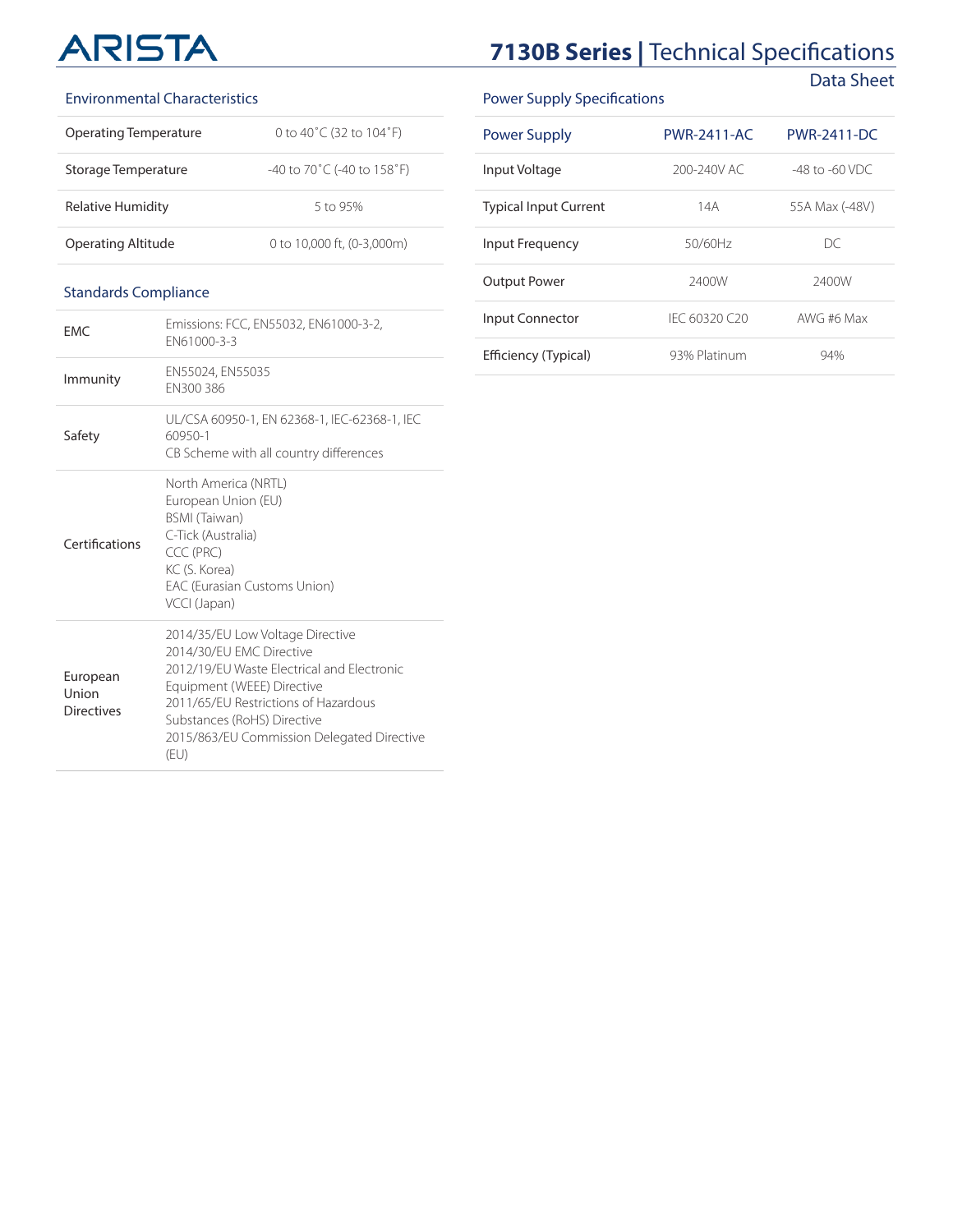## Environmental Characteristics

| | |
|---|---|
| Operating Temperature | 0 to 40˚C (32 to 104˚F) |
| Storage Temperature | -40 to 70˚C (-40 to 158˚F) |
| Relative Humidity | 5 to 95% |
| Operating Altitude | 0 to 10,000 ft, (0-3,000m) |

## Standards Compliance

| | |
|---|---|
| EMC | Emissions: FCC, EN55032, EN61000-3-2, EN61000-3-3 |
| Immunity | EN55024, EN55035<br>EN300 386 |
| Safety | UL/CSA 60950-1, EN 62368-1, IEC-62368-1, IEC 60950-1<br>CB Scheme with all country differences |
| Certifications | North America (NRTL)<br>European Union (EU)<br>BSMI (Taiwan)<br>C-Tick (Australia)<br>CCC (PRC)<br>KC (S. Korea)<br>EAC (Eurasian Customs Union)<br>VCCI (Japan) |
| European Union Directives | 2014/35/EU Low Voltage Directive<br>2014/30/EU EMC Directive<br>2012/19/EU Waste Electrical and Electronic Equipment (WEEE) Directive<br>2011/65/EU Restrictions of Hazardous Substances (RoHS) Directive<br>2015/863/EU Commission Delegated Directive (EU) |

## Power Supply Specifications

| Power Supply | PWR-2411-AC | PWR-2411-DC |
|---|---|---|
| Input Voltage | 200-240V AC | -48 to -60 VDC |
| Typical Input Current | 14A | 55A Max (-48V) |
| Input Frequency | 50/60Hz | DC |
| Output Power | 2400W | 2400W |
| Input Connector | IEC 60320 C20 | AWG #6 Max |
| Efficiency (Typical) | 93% Platinum | 94% |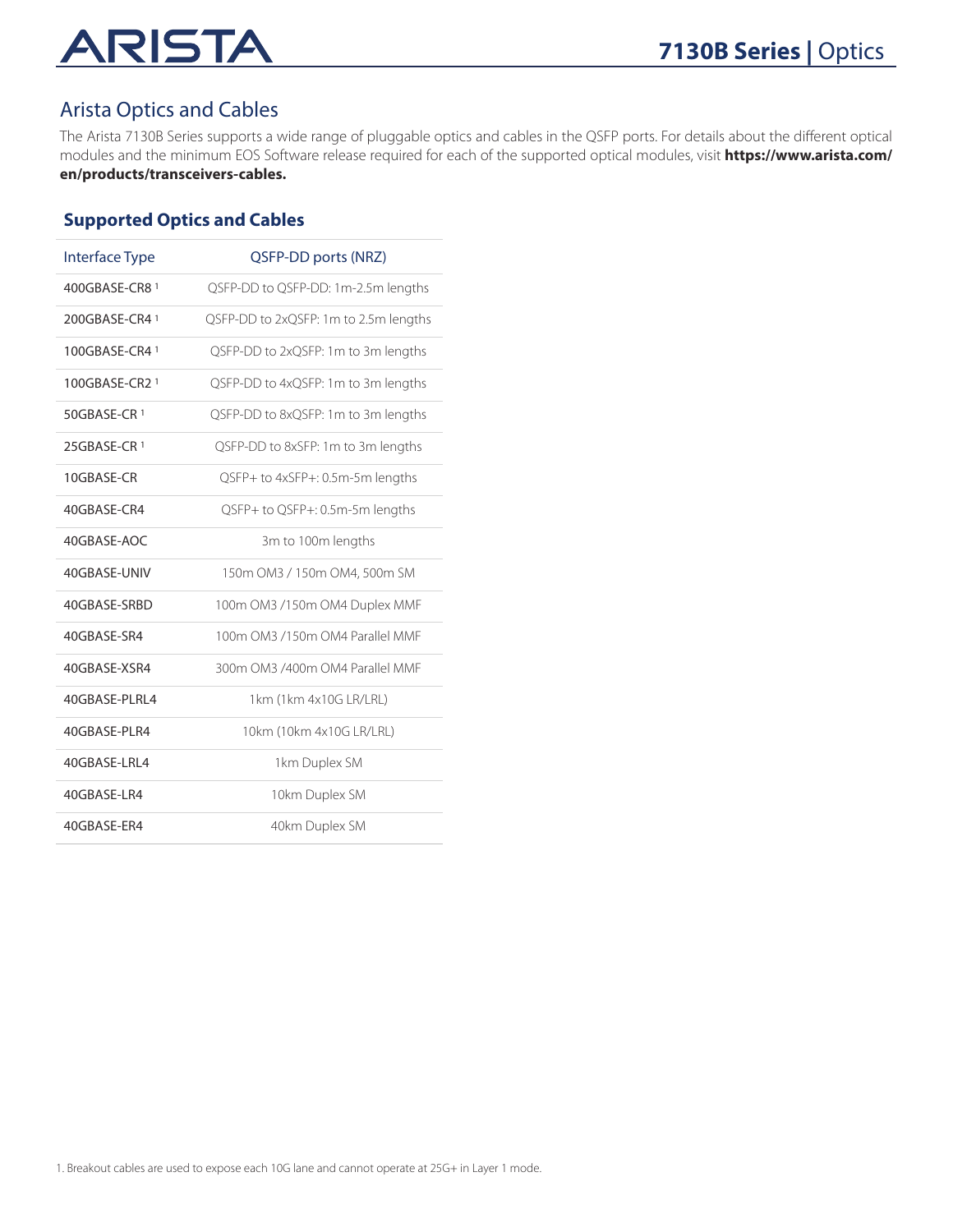## Arista Optics and Cables

The Arista 7130B Series supports a wide range of pluggable optics and cables in the QSFP ports. For details about the different optical modules and the minimum EOS Software release required for each of the supported optical modules, visit **https://www.arista.com/en/products/transceivers-cables.**

### Supported Optics and Cables

| Interface Type | QSFP-DD ports (NRZ) |
|---|---|
| 400GBASE-CR8 [1] | QSFP-DD to QSFP-DD: 1m-2.5m lengths |
| 200GBASE-CR4 [1] | QSFP-DD to 2xQSFP: 1m to 2.5m lengths |
| 100GBASE-CR4 [1] | QSFP-DD to 2xQSFP: 1m to 3m lengths |
| 100GBASE-CR2 [1] | QSFP-DD to 4xQSFP: 1m to 3m lengths |
| 50GBASE-CR [1] | QSFP-DD to 8xQSFP: 1m to 3m lengths |
| 25GBASE-CR [1] | QSFP-DD to 8xSFP: 1m to 3m lengths |
| 10GBASE-CR | QSFP+ to 4xSFP+: 0.5m-5m lengths |
| 40GBASE-CR4 | QSFP+ to QSFP+: 0.5m-5m lengths |
| 40GBASE-AOC | 3m to 100m lengths |
| 40GBASE-UNIV | 150m OM3 / 150m OM4, 500m SM |
| 40GBASE-SRBD | 100m OM3 /150m OM4 Duplex MMF |
| 40GBASE-SR4 | 100m OM3 /150m OM4 Parallel MMF |
| 40GBASE-XSR4 | 300m OM3 /400m OM4 Parallel MMF |
| 40GBASE-PLRL4 | 1km (1km 4x10G LR/LRL) |
| 40GBASE-PLR4 | 10km (10km 4x10G LR/LRL) |
| 40GBASE-LRL4 | 1km Duplex SM |
| 40GBASE-LR4 | 10km Duplex SM |
| 40GBASE-ER4 | 40km Duplex SM |

1. Breakout cables are used to expose each 10G lane and cannot operate at 25G+ in Layer 1 mode.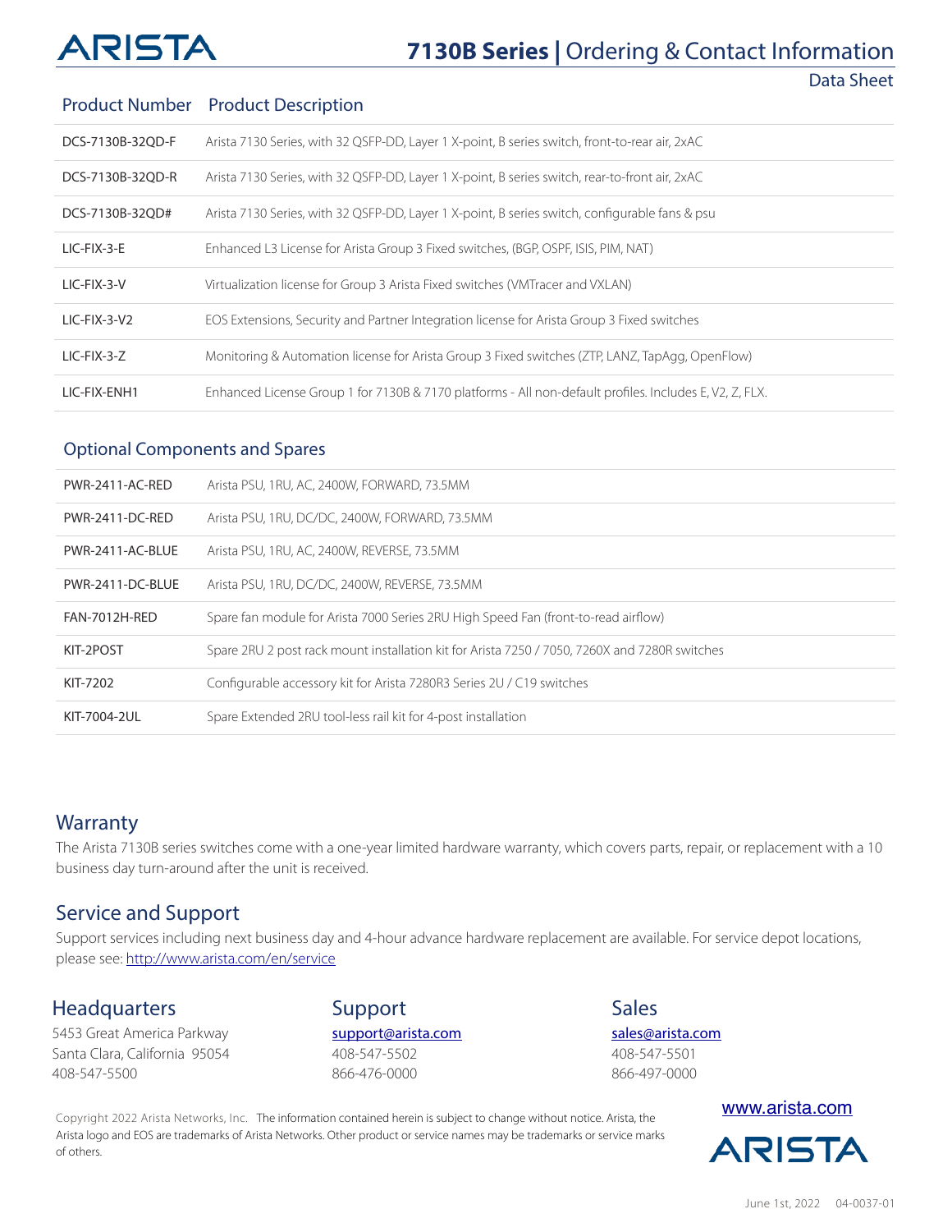## 7130B Series | Ordering & Contact Information

| Product Number | Product Description |
|---|---|
| DCS-7130B-32QD-F | Arista 7130 Series, with 32 QSFP-DD, Layer 1 X-point, B series switch, front-to-rear air, 2xAC |
| DCS-7130B-32QD-R | Arista 7130 Series, with 32 QSFP-DD, Layer 1 X-point, B series switch, rear-to-front air, 2xAC |
| DCS-7130B-32QD# | Arista 7130 Series, with 32 QSFP-DD, Layer 1 X-point, B series switch, configurable fans & psu |
| LIC-FIX-3-E | Enhanced L3 License for Arista Group 3 Fixed switches, (BGP, OSPF, ISIS, PIM, NAT) |
| LIC-FIX-3-V | Virtualization license for Group 3 Arista Fixed switches (VMTracer and VXLAN) |
| LIC-FIX-3-V2 | EOS Extensions, Security and Partner Integration license for Arista Group 3 Fixed switches |
| LIC-FIX-3-Z | Monitoring & Automation license for Arista Group 3 Fixed switches (ZTP, LANZ, TapAgg, OpenFlow) |
| LIC-FIX-ENH1 | Enhanced License Group 1 for 7130B & 7170 platforms - All non-default profiles. Includes E, V2, Z, FLX. |

### Optional Components and Spares

| | |
|---|---|
| PWR-2411-AC-RED | Arista PSU, 1RU, AC, 2400W, FORWARD, 73.5MM |
| PWR-2411-DC-RED | Arista PSU, 1RU, DC/DC, 2400W, FORWARD, 73.5MM |
| PWR-2411-AC-BLUE | Arista PSU, 1RU, AC, 2400W, REVERSE, 73.5MM |
| PWR-2411-DC-BLUE | Arista PSU, 1RU, DC/DC, 2400W, REVERSE, 73.5MM |
| FAN-7012H-RED | Spare fan module for Arista 7000 Series 2RU High Speed Fan (front-to-read airflow) |
| KIT-2POST | Spare 2RU 2 post rack mount installation kit for Arista 7250 / 7050, 7260X and 7280R switches |
| KIT-7202 | Configurable accessory kit for Arista 7280R3 Series 2U / C19 switches |
| KIT-7004-2UL | Spare Extended 2RU tool-less rail kit for 4-post installation |

## Warranty

The Arista 7130B series switches come with a one-year limited hardware warranty, which covers parts, repair, or replacement with a 10 business day turn-around after the unit is received.

## Service and Support

Support services including next business day and 4-hour advance hardware replacement are available. For service depot locations, please see: http://www.arista.com/en/service

### Headquarters

5453 Great America Parkway
Santa Clara, California 95054
408-547-5500

### Support

support@arista.com
408-547-5502
866-476-0000

### Sales

sales@arista.com
408-547-5501
866-497-0000

www.arista.com

Copyright 2022 Arista Networks, Inc. The information contained herein is subject to change without notice. Arista, the Arista logo and EOS are trademarks of Arista Networks. Other product or service names may be trademarks or service marks of others.

June 1st, 2022 04-0037-01